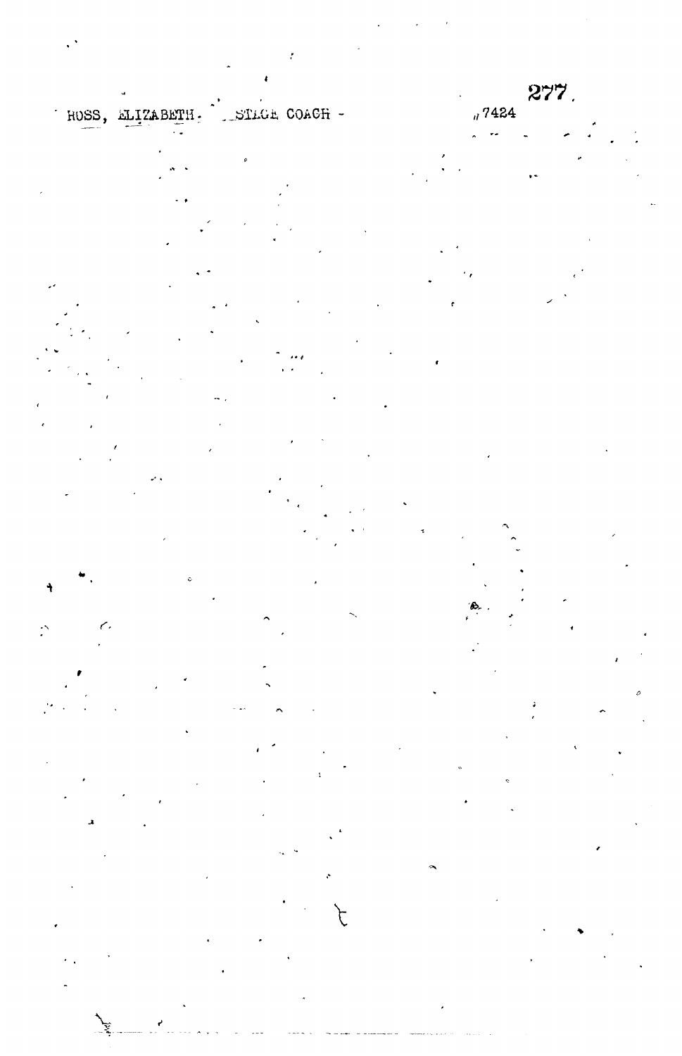ROSS, ELIZABETH. STAGE COACH - #7424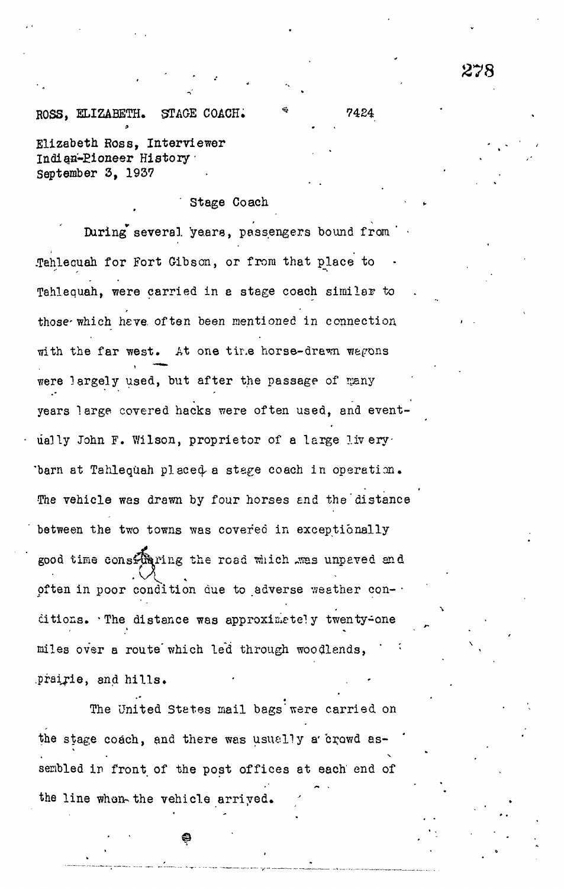ROSS, ELIZABETH. STAGE COACH. 7424

Elizabeth Ross, Interviewer
Indian-Pioneer History
September 3, 1937

Stage Coach

During several years, passengers bound from Tahlequah for Fort Gibson, or from that place to Tahlequah, were carried in a stage coach similar to those which have often been mentioned in connection with the far west. At one time horse-drawn wagons were largely used, but after the passage of many years large covered hacks were often used, and eventually John F. Wilson, proprietor of a large livery barn at Tahlequah placed a stage coach in operation. The vehicle was drawn by four horses and the distance between the two towns was covered in exceptionally good time considering the road which was unpaved and often in poor condition due to adverse weather conditions. The distance was approximately twenty-one miles over a route which led through woodlands, prairie, and hills.

The United States mail bags were carried on the stage coach, and there was usually a crowd assembled in front of the post offices at each end of the line when the vehicle arrived.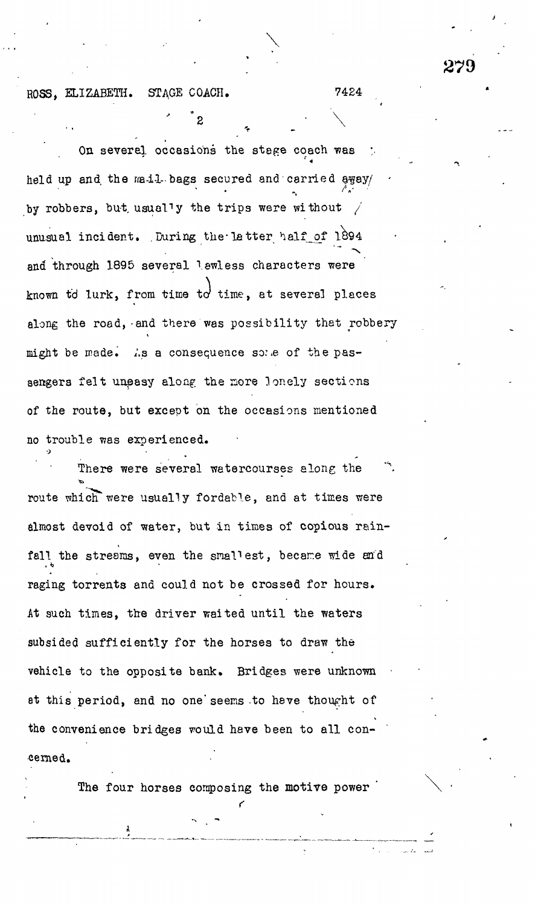On several occasions the stage coach was held up and the mail bags secured and carried away by robbers, but usually the trips were without unusual incident. During the latter half of 1894 and through 1895 several lawless characters were known to lurk, from time to time, at several places along the road, and there was possibility that robbery might be made. As a consequence some of the passengers felt uneasy along the more lonely sections of the route, but except on the occasions mentioned no trouble was experienced.

There were several watercourses along the route which were usually fordable, and at times were almost devoid of water, but in times of copious rainfall the streams, even the smallest, became wide and raging torrents and could not be crossed for hours. At such times, the driver waited until the waters subsided sufficiently for the horses to draw the vehicle to the opposite bank. Bridges were unknown at this period, and no one seems to have thought of the convenience bridges would have been to all concerned.

The four horses composing the motive power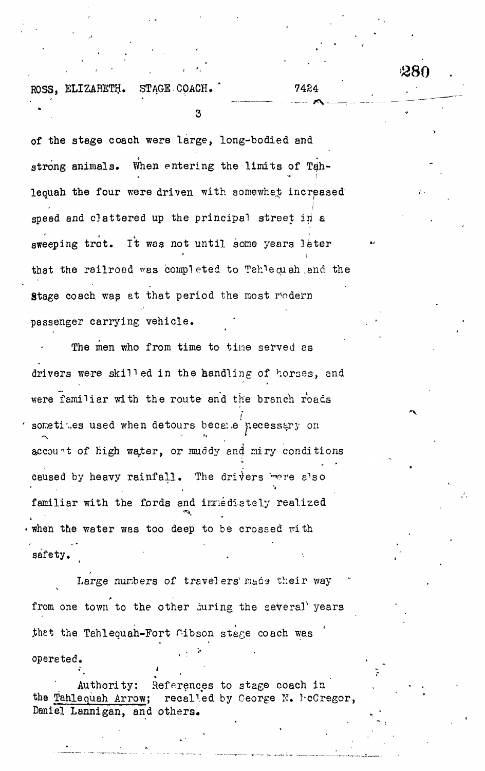of the stage coach were large, long-bodied and strong animals. When entering the limits of Tahlequah the four were driven with somewhat increased speed and clattered up the principal street in a sweeping trot. It was not until some years later that the railroad was completed to Tahlequah and the stage coach was at that period the most modern passenger carrying vehicle.

The men who from time to time served as drivers were skilled in the handling of horses, and were familiar with the route and the branch roads sometimes used when detours became necessary on account of high water, or muddy and miry conditions caused by heavy rainfall. The drivers were also familiar with the fords and immediately realized when the water was too deep to be crossed with safety.

Large numbers of travelers made their way from one town to the other during the several years that the Tahlequah-Fort Gibson stage coach was operated.

Authority: References to stage coach in the _Tahlequah Arrow_; recalled by George N. McGregor, Daniel Lannigan, and others.